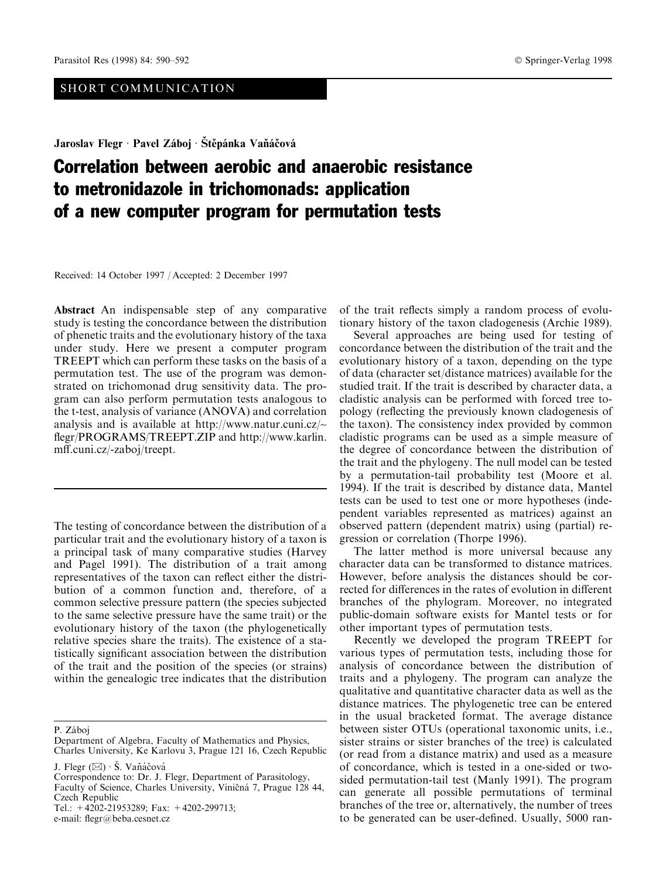SHORT COMMUNICATION

**Jaroslav Flegr · Pavel Záboj · Štěpánka Vaňáčová**

# Correlation between aerobic and anaerobic resistance to metronidazole in trichomonads: application of a new computer program for permutation tests

Received: 14 October 1997 / Accepted: 2 December 1997

**Abstract** An indispensable step of any comparative study is testing the concordance between the distribution of phenetic traits and the evolutionary history of the taxa under study. Here we present a computer program TREEPT which can perform these tasks on the basis of a permutation test. The use of the program was demonstrated on trichomonad drug sensitivity data. The program can also perform permutation tests analogous to the t-test, analysis of variance (ANOVA) and correlation analysis and is available at http://www.natur.cuni.cz/~flegr/PROGRAMS/TREEPT.ZIP and http://www.karlin.mff.cuni.cz/-zaboj/treept.

---

The testing of concordance between the distribution of a particular trait and the evolutionary history of a taxon is a principal task of many comparative studies (Harvey and Pagel 1991). The distribution of a trait among representatives of the taxon can reflect either the distribution of a common function and, therefore, of a common selective pressure pattern (the species subjected to the same selective pressure have the same trait) or the evolutionary history of the taxon (the phylogenetically relative species share the traits). The existence of a statistically significant association between the distribution of the trait and the position of the species (or strains) within the genealogic tree indicates that the distribution of the trait reflects simply a random process of evolutionary history of the taxon cladogenesis (Archie 1989).

Several approaches are being used for testing of concordance between the distribution of the trait and the evolutionary history of a taxon, depending on the type of data (character set/distance matrices) available for the studied trait. If the trait is described by character data, a cladistic analysis can be performed with forced tree topology (reflecting the previously known cladogenesis of the taxon). The consistency index provided by common cladistic programs can be used as a simple measure of the degree of concordance between the distribution of the trait and the phylogeny. The null model can be tested by a permutation-tail probability test (Moore et al. 1994). If the trait is described by distance data, Mantel tests can be used to test one or more hypotheses (independent variables represented as matrices) against an observed pattern (dependent matrix) using (partial) regression or correlation (Thorpe 1996).

The latter method is more universal because any character data can be transformed to distance matrices. However, before analysis the distances should be corrected for differences in the rates of evolution in different branches of the phylogram. Moreover, no integrated public-domain software exists for Mantel tests or for other important types of permutation tests.

Recently we developed the program TREEPT for various types of permutation tests, including those for analysis of concordance between the distribution of traits and a phylogeny. The program can analyze the qualitative and quantitative character data as well as the distance matrices. The phylogenetic tree can be entered in the usual bracketed format. The average distance between sister OTUs (operational taxonomic units, i.e., sister strains or sister branches of the tree) is calculated (or read from a distance matrix) and used as a measure of concordance, which is tested in a one-sided or two-sided permutation-tail test (Manly 1991). The program can generate all possible permutations of terminal branches of the tree or, alternatively, the number of trees to be generated can be user-defined. Usually, 5000 ran-

---

P. Záboj
Department of Algebra, Faculty of Mathematics and Physics, Charles University, Ke Karlovu 3, Prague 121 16, Czech Republic

J. Flegr (✉) · Š. Vaňáčová
Correspondence to: Dr. J. Flegr, Department of Parasitology, Faculty of Science, Charles University, Viničná 7, Prague 128 44, Czech Republic
Tel.: +4202-21953289; Fax: +4202-299713;
e-mail: flegr@beba.cesnet.cz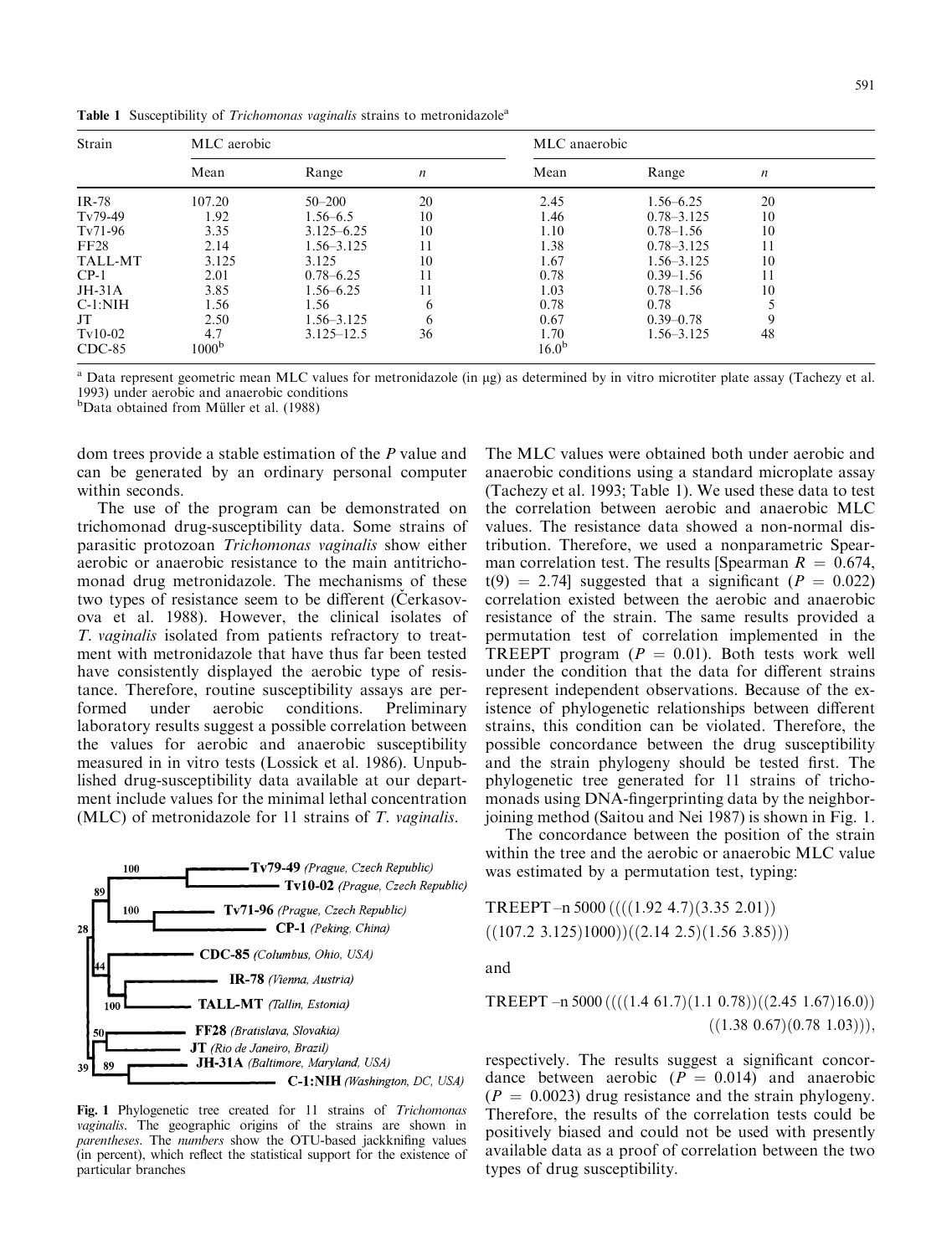**Table 1** Susceptibility of *Trichomonas vaginalis* strains to metronidazole[a]

| Strain | MLC aerobic | | | MLC anaerobic | | |
|---|---|---|---|---|---|---|
| | Mean | Range | *n* | Mean | Range | *n* |
| IR-78 | 107.20 | 50–200 | 20 | 2.45 | 1.56–6.25 | 20 |
| Tv79-49 | 1.92 | 1.56–6.5 | 10 | 1.46 | 0.78–3.125 | 10 |
| Tv71-96 | 3.35 | 3.125–6.25 | 10 | 1.10 | 0.78–1.56 | 10 |
| FF28 | 2.14 | 1.56–3.125 | 11 | 1.38 | 0.78–3.125 | 11 |
| TALL-MT | 3.125 | 3.125 | 10 | 1.67 | 1.56–3.125 | 10 |
| CP-1 | 2.01 | 0.78–6.25 | 11 | 0.78 | 0.39–1.56 | 11 |
| JH-31A | 3.85 | 1.56–6.25 | 11 | 1.03 | 0.78–1.56 | 10 |
| C-1:NIH | 1.56 | 1.56 | 6 | 0.78 | 0.78 | 5 |
| JT | 2.50 | 1.56–3.125 | 6 | 0.67 | 0.39–0.78 | 9 |
| Tv10-02 | 4.7 | 3.125–12.5 | 36 | 1.70 | 1.56–3.125 | 48 |
| CDC-85 | 1000[b] | | | 16.0[b] | | |

[a] Data represent geometric mean MLC values for metronidazole (in μg) as determined by in vitro microtiter plate assay (Tachezy et al. 1993) under aerobic and anaerobic conditions

[b] Data obtained from Müller et al. (1988)

dom trees provide a stable estimation of the *P* value and can be generated by an ordinary personal computer within seconds.

The use of the program can be demonstrated on trichomonad drug-susceptibility data. Some strains of parasitic protozoan *Trichomonas vaginalis* show either aerobic or anaerobic resistance to the main antitrichomonad drug metronidazole. The mechanisms of these two types of resistance seem to be different (Čerkasovova et al. 1988). However, the clinical isolates of *T. vaginalis* isolated from patients refractory to treatment with metronidazole that have thus far been tested have consistently displayed the aerobic type of resistance. Therefore, routine susceptibility assays are performed under aerobic conditions. Preliminary laboratory results suggest a possible correlation between the values for aerobic and anaerobic susceptibility measured in in vitro tests (Lossick et al. 1986). Unpublished drug-susceptibility data available at our department include values for the minimal lethal concentration (MLC) of metronidazole for 11 strains of *T. vaginalis*.

**Fig. 1** Phylogenetic tree created for 11 strains of *Trichomonas vaginalis*. The geographic origins of the strains are shown in *parentheses*. The *numbers* show the OTU-based jackknifing values (in percent), which reflect the statistical support for the existence of particular branches

The MLC values were obtained both under aerobic and anaerobic conditions using a standard microplate assay (Tachezy et al. 1993; Table 1). We used these data to test the correlation between aerobic and anaerobic MLC values. The resistance data showed a non-normal distribution. Therefore, we used a nonparametric Spearman correlation test. The results [Spearman $R = 0.674$, $t(9) = 2.74$] suggested that a significant ($P = 0.022$) correlation existed between the aerobic and anaerobic resistance of the strain. The same results provided a permutation test of correlation implemented in the TREEPT program ($P = 0.01$). Both tests work well under the condition that the data for different strains represent independent observations. Because of the existence of phylogenetic relationships between different strains, this condition can be violated. Therefore, the possible concordance between the drug susceptibility and the strain phylogeny should be tested first. The phylogenetic tree generated for 11 strains of trichomonads using DNA-fingerprinting data by the neighbor-joining method (Saitou and Nei 1987) is shown in Fig. 1.

The concordance between the position of the strain within the tree and the aerobic or anaerobic MLC value was estimated by a permutation test, typing:

```
TREEPT –n 5000 ((((1.92 4.7)(3.35 2.01))
((107.2 3.125)1000))((2.14 2.5)(1.56 3.85)))
```

and

```
TREEPT –n 5000 ((((1.4 61.7)(1.1 0.78))((2.45 1.67)16.0))
((1.38 0.67)(0.78 1.03))),
```

respectively. The results suggest a significant concordance between aerobic ($P = 0.014$) and anaerobic ($P = 0.0023$) drug resistance and the strain phylogeny. Therefore, the results of the correlation tests could be positively biased and could not be used with presently available data as a proof of correlation between the two types of drug susceptibility.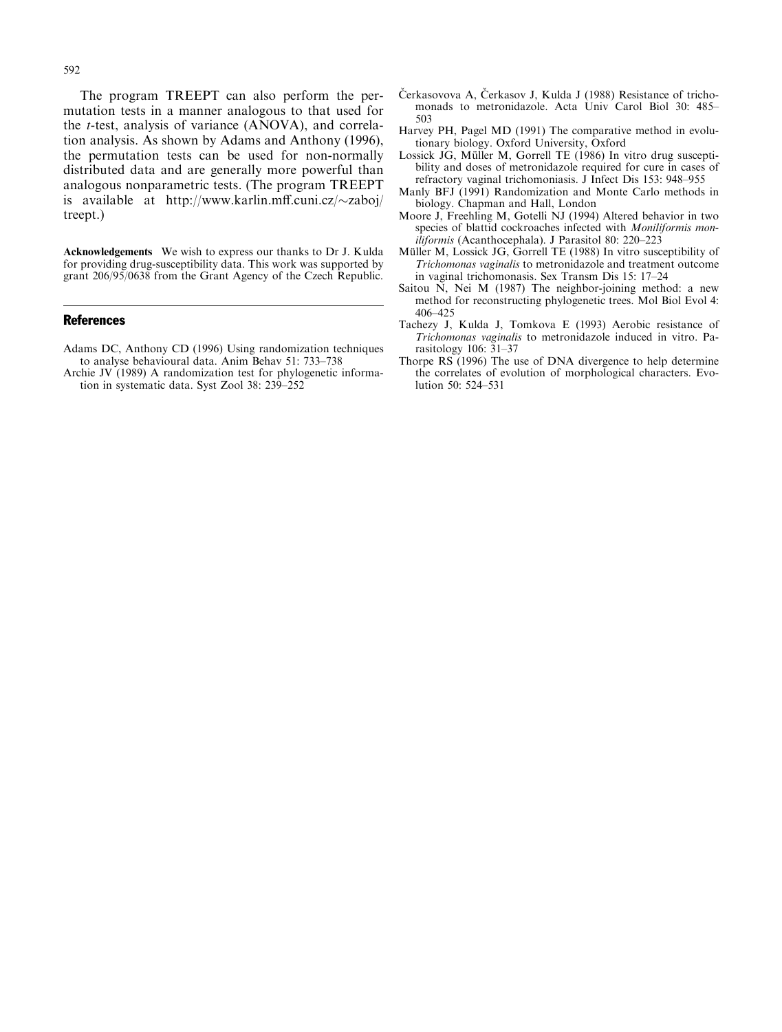The program TREEPT can also perform the permutation tests in a manner analogous to that used for the *t*-test, analysis of variance (ANOVA), and correlation analysis. As shown by Adams and Anthony (1996), the permutation tests can be used for non-normally distributed data and are generally more powerful than analogous nonparametric tests. (The program TREEPT is available at http://www.karlin.mff.cuni.cz/~zaboj/treept.)

**Acknowledgements** We wish to express our thanks to Dr J. Kulda for providing drug-susceptibility data. This work was supported by grant 206/95/0638 from the Grant Agency of the Czech Republic.

## References

Adams DC, Anthony CD (1996) Using randomization techniques to analyse behavioural data. Anim Behav 51: 733–738

Archie JV (1989) A randomization test for phylogenetic information in systematic data. Syst Zool 38: 239–252

Čerkasovova A, Čerkasov J, Kulda J (1988) Resistance of trichomonads to metronidazole. Acta Univ Carol Biol 30: 485–503

Harvey PH, Pagel MD (1991) The comparative method in evolutionary biology. Oxford University, Oxford

Lossick JG, Müller M, Gorrell TE (1986) In vitro drug susceptibility and doses of metronidazole required for cure in cases of refractory vaginal trichomoniasis. J Infect Dis 153: 948–955

Manly BFJ (1991) Randomization and Monte Carlo methods in biology. Chapman and Hall, London

Moore J, Freehling M, Gotelli NJ (1994) Altered behavior in two species of blattid cockroaches infected with *Moniliformis moniliformis* (Acanthocephala). J Parasitol 80: 220–223

Müller M, Lossick JG, Gorrell TE (1988) In vitro susceptibility of *Trichomonas vaginalis* to metronidazole and treatment outcome in vaginal trichomonasis. Sex Transm Dis 15: 17–24

Saitou N, Nei M (1987) The neighbor-joining method: a new method for reconstructing phylogenetic trees. Mol Biol Evol 4: 406–425

Tachezy J, Kulda J, Tomkova E (1993) Aerobic resistance of *Trichomonas vaginalis* to metronidazole induced in vitro. Parasitology 106: 31–37

Thorpe RS (1996) The use of DNA divergence to help determine the correlates of evolution of morphological characters. Evolution 50: 524–531